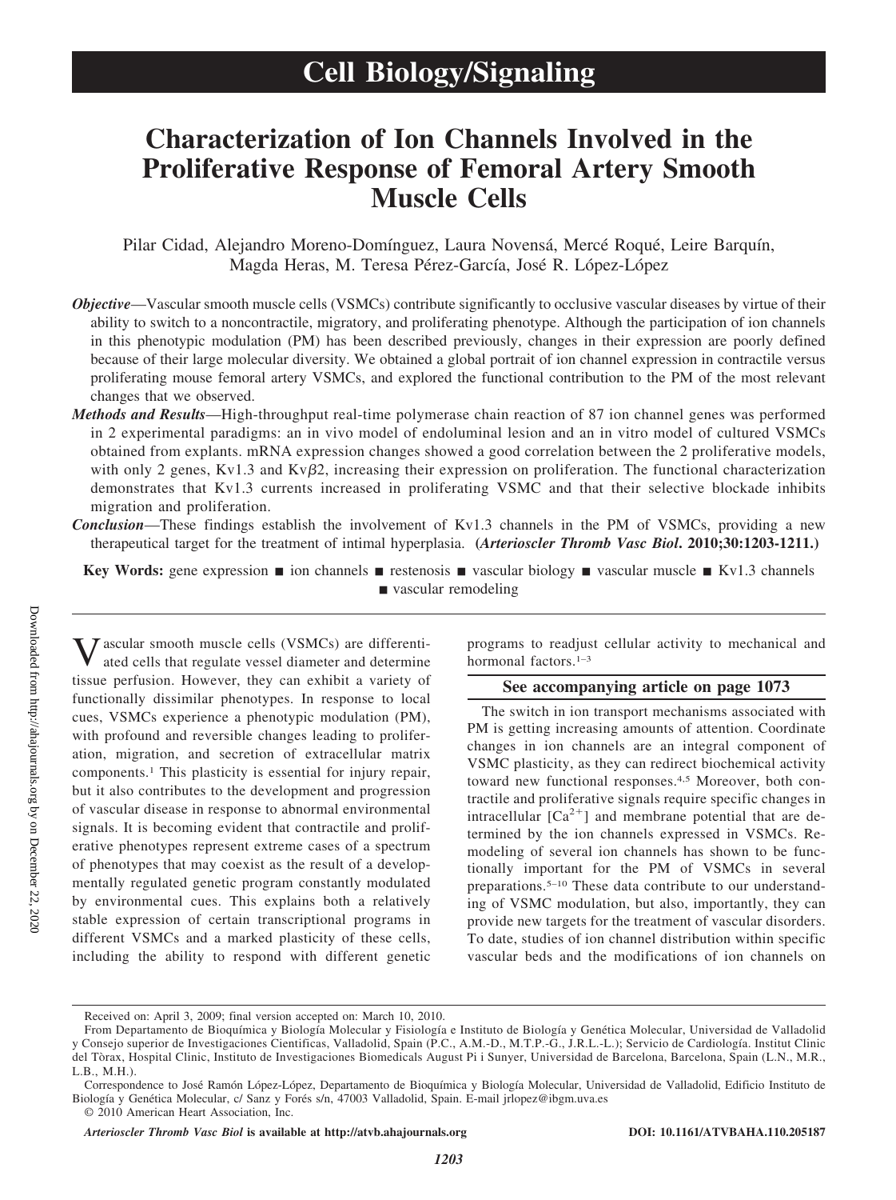# Cell Biology/Signaling

# Characterization of Ion Channels Involved in the Proliferative Response of Femoral Artery Smooth Muscle Cells

Pilar Cidad, Alejandro Moreno-Domínguez, Laura Novensá, Mercé Roqué, Leire Barquín, Magda Heras, M. Teresa Pérez-García, José R. López-López

***Objective***—Vascular smooth muscle cells (VSMCs) contribute significantly to occlusive vascular diseases by virtue of their ability to switch to a noncontractile, migratory, and proliferating phenotype. Although the participation of ion channels in this phenotypic modulation (PM) has been described previously, changes in their expression are poorly defined because of their large molecular diversity. We obtained a global portrait of ion channel expression in contractile versus proliferating mouse femoral artery VSMCs, and explored the functional contribution to the PM of the most relevant changes that we observed.

***Methods and Results***—High-throughput real-time polymerase chain reaction of 87 ion channel genes was performed in 2 experimental paradigms: an in vivo model of endoluminal lesion and an in vitro model of cultured VSMCs obtained from explants. mRNA expression changes showed a good correlation between the 2 proliferative models, with only 2 genes, Kv1.3 and Kvβ2, increasing their expression on proliferation. The functional characterization demonstrates that Kv1.3 currents increased in proliferating VSMC and that their selective blockade inhibits migration and proliferation.

***Conclusion***—These findings establish the involvement of Kv1.3 channels in the PM of VSMCs, providing a new therapeutical target for the treatment of intimal hyperplasia. **(*Arterioscler Thromb Vasc Biol*. 2010;30:1203-1211.)**

**Key Words:** gene expression ■ ion channels ■ restenosis ■ vascular biology ■ vascular muscle ■ Kv1.3 channels ■ vascular remodeling

Vascular smooth muscle cells (VSMCs) are differentiated cells that regulate vessel diameter and determine tissue perfusion. However, they can exhibit a variety of functionally dissimilar phenotypes. In response to local cues, VSMCs experience a phenotypic modulation (PM), with profound and reversible changes leading to proliferation, migration, and secretion of extracellular matrix components.[1] This plasticity is essential for injury repair, but it also contributes to the development and progression of vascular disease in response to abnormal environmental signals. It is becoming evident that contractile and proliferative phenotypes represent extreme cases of a spectrum of phenotypes that may coexist as the result of a developmentally regulated genetic program constantly modulated by environmental cues. This explains both a relatively stable expression of certain transcriptional programs in different VSMCs and a marked plasticity of these cells, including the ability to respond with different genetic programs to readjust cellular activity to mechanical and hormonal factors.[1–3]

**See accompanying article on page 1073**

The switch in ion transport mechanisms associated with PM is getting increasing amounts of attention. Coordinate changes in ion channels are an integral component of VSMC plasticity, as they can redirect biochemical activity toward new functional responses.[4,5] Moreover, both contractile and proliferative signals require specific changes in intracellular $[Ca^{2+}]$ and membrane potential that are determined by the ion channels expressed in VSMCs. Remodeling of several ion channels has shown to be functionally important for the PM of VSMCs in several preparations.[5–10] These data contribute to our understanding of VSMC modulation, but also, importantly, they can provide new targets for the treatment of vascular disorders. To date, studies of ion channel distribution within specific vascular beds and the modifications of ion channels on

---

Received on: April 3, 2009; final version accepted on: March 10, 2010.

From Departamento de Bioquímica y Biología Molecular y Fisiología e Instituto de Biología y Genética Molecular, Universidad de Valladolid y Consejo superior de Investigaciones Cientificas, Valladolid, Spain (P.C., A.M.-D., M.T.P.-G., J.R.L.-L.); Servicio de Cardiología. Institut Clinic del Tòrax, Hospital Clinic, Instituto de Investigaciones Biomedicals August Pi i Sunyer, Universidad de Barcelona, Barcelona, Spain (L.N., M.R., L.B., M.H.).

Correspondence to José Ramón López-López, Departamento de Bioquímica y Biología Molecular, Universidad de Valladolid, Edificio Instituto de Biología y Genética Molecular, c/ Sanz y Forés s/n, 47003 Valladolid, Spain. E-mail jrlopez@ibgm.uva.es

© 2010 American Heart Association, Inc.

*Arterioscler Thromb Vasc Biol* **is available at http://atvb.ahajournals.org** DOI: 10.1161/ATVBAHA.110.205187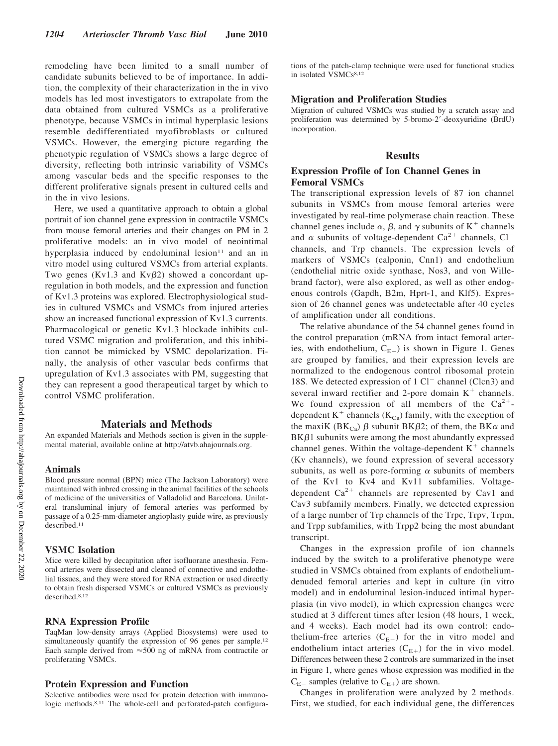remodeling have been limited to a small number of candidate subunits believed to be of importance. In addition, the complexity of their characterization in the in vivo models has led most investigators to extrapolate from the data obtained from cultured VSMCs as a proliferative phenotype, because VSMCs in intimal hyperplasic lesions resemble dedifferentiated myofibroblasts or cultured VSMCs. However, the emerging picture regarding the phenotypic regulation of VSMCs shows a large degree of diversity, reflecting both intrinsic variability of VSMCs among vascular beds and the specific responses to the different proliferative signals present in cultured cells and in the in vivo lesions.

Here, we used a quantitative approach to obtain a global portrait of ion channel gene expression in contractile VSMCs from mouse femoral arteries and their changes on PM in 2 proliferative models: an in vivo model of neointimal hyperplasia induced by endoluminal lesion[11] and an in vitro model using cultured VSMCs from arterial explants. Two genes (Kv1.3 and Kv$\beta$2) showed a concordant upregulation in both models, and the expression and function of Kv1.3 proteins was explored. Electrophysiological studies in cultured VSMCs and VSMCs from injured arteries show an increased functional expression of Kv1.3 currents. Pharmacological or genetic Kv1.3 blockade inhibits cultured VSMC migration and proliferation, and this inhibition cannot be mimicked by VSMC depolarization. Finally, the analysis of other vascular beds confirms that upregulation of Kv1.3 associates with PM, suggesting that they can represent a good therapeutical target by which to control VSMC proliferation.

## Materials and Methods

An expanded Materials and Methods section is given in the supplemental material, available online at http://atvb.ahajournals.org.

### Animals

Blood pressure normal (BPN) mice (The Jackson Laboratory) were maintained with inbred crossing in the animal facilities of the schools of medicine of the universities of Valladolid and Barcelona. Unilateral transluminal injury of femoral arteries was performed by passage of a 0.25-mm-diameter angioplasty guide wire, as previously described.[11]

### VSMC Isolation

Mice were killed by decapitation after isofluorane anesthesia. Femoral arteries were dissected and cleaned of connective and endothelial tissues, and they were stored for RNA extraction or used directly to obtain fresh dispersed VSMCs or cultured VSMCs as previously described.[8,12]

### RNA Expression Profile

TaqMan low-density arrays (Applied Biosystems) were used to simultaneously quantify the expression of 96 genes per sample.[12] Each sample derived from ≈500 ng of mRNA from contractile or proliferating VSMCs.

### Protein Expression and Function

Selective antibodies were used for protein detection with immunologic methods.[8,11] The whole-cell and perforated-patch configurations of the patch-clamp technique were used for functional studies in isolated VSMCs[8,12]

### Migration and Proliferation Studies

Migration of cultured VSMCs was studied by a scratch assay and proliferation was determined by 5-bromo-2′-deoxyuridine (BrdU) incorporation.

## Results

### Expression Profile of Ion Channel Genes in Femoral VSMCs

The transcriptional expression levels of 87 ion channel subunits in VSMCs from mouse femoral arteries were investigated by real-time polymerase chain reaction. These channel genes include $\alpha$, $\beta$, and $\gamma$ subunits of $K^+$ channels and $\alpha$ subunits of voltage-dependent $Ca^{2+}$ channels, $Cl^-$ channels, and Trp channels. The expression levels of markers of VSMCs (calponin, Cnn1) and endothelium (endothelial nitric oxide synthase, Nos3, and von Willebrand factor), were also explored, as well as other endogenous controls (Gapdh, B2m, Hprt-1, and Klf5). Expression of 26 channel genes was undetectable after 40 cycles of amplification under all conditions.

The relative abundance of the 54 channel genes found in the control preparation (mRNA from intact femoral arteries, with endothelium, $C_{E+}$) is shown in Figure 1. Genes are grouped by families, and their expression levels are normalized to the endogenous control ribosomal protein 18S. We detected expression of 1 $Cl^-$ channel (Clcn3) and several inward rectifier and 2-pore domain $K^+$ channels. We found expression of all members of the $Ca^{2+}$-dependent $K^+$ channels ($K_{Ca}$) family, with the exception of the maxiK ($BK_{Ca}$) $\beta$ subunit BK$\beta$2; of them, the BK$\alpha$ and BK$\beta$1 subunits were among the most abundantly expressed channel genes. Within the voltage-dependent $K^+$ channels (Kv channels), we found expression of several accessory subunits, as well as pore-forming $\alpha$ subunits of members of the Kv1 to Kv4 and Kv11 subfamilies. Voltage-dependent $Ca^{2+}$ channels are represented by Cav1 and Cav3 subfamily members. Finally, we detected expression of a large number of Trp channels of the Trpc, Trpv, Trpm, and Trpp subfamilies, with Trpp2 being the most abundant transcript.

Changes in the expression profile of ion channels induced by the switch to a proliferative phenotype were studied in VSMCs obtained from explants of endothelium-denuded femoral arteries and kept in culture (in vitro model) and in endoluminal lesion-induced intimal hyperplasia (in vivo model), in which expression changes were studied at 3 different times after lesion (48 hours, 1 week, and 4 weeks). Each model had its own control: endothelium-free arteries ($C_{E-}$) for the in vitro model and endothelium intact arteries ($C_{E+}$) for the in vivo model. Differences between these 2 controls are summarized in the inset in Figure 1, where genes whose expression was modified in the $C_{E-}$ samples (relative to $C_{E+}$) are shown.

Changes in proliferation were analyzed by 2 methods. First, we studied, for each individual gene, the differences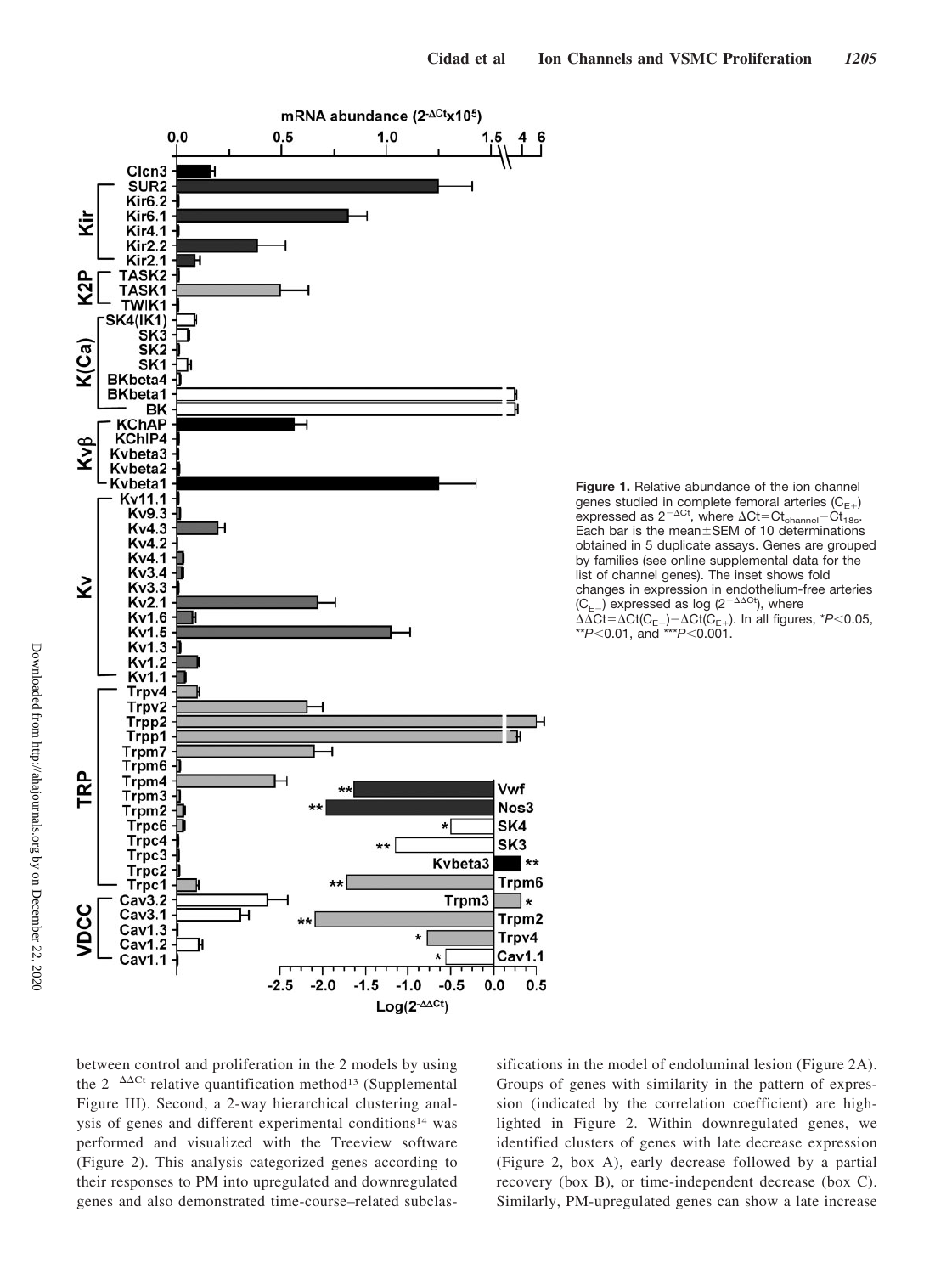**Figure 1.** Relative abundance of the ion channel genes studied in complete femoral arteries ($C_{E+}$) expressed as $2^{-\Delta Ct}$, where $\Delta Ct = Ct_{channel} - Ct_{18s}$. Each bar is the mean±SEM of 10 determinations obtained in 5 duplicate assays. Genes are grouped by families (see online supplemental data for the list of channel genes). The inset shows fold changes in expression in endothelium-free arteries ($C_{E-}$) expressed as log ($2^{-\Delta\Delta Ct}$), where $\Delta\Delta Ct = \Delta Ct(C_{E-}) - \Delta Ct(C_{E+})$. In all figures, \*$P<0.05$, \*\*$P<0.01$, and \*\*\*$P<0.001$.

between control and proliferation in the 2 models by using the $2^{-\Delta\Delta Ct}$ relative quantification method[13] (Supplemental Figure III). Second, a 2-way hierarchical clustering analysis of genes and different experimental conditions[14] was performed and visualized with the Treeview software (Figure 2). This analysis categorized genes according to their responses to PM into upregulated and downregulated genes and also demonstrated time-course–related subclassifications in the model of endoluminal lesion (Figure 2A). Groups of genes with similarity in the pattern of expression (indicated by the correlation coefficient) are highlighted in Figure 2. Within downregulated genes, we identified clusters of genes with late decrease expression (Figure 2, box A), early decrease followed by a partial recovery (box B), or time-independent decrease (box C). Similarly, PM-upregulated genes can show a late increase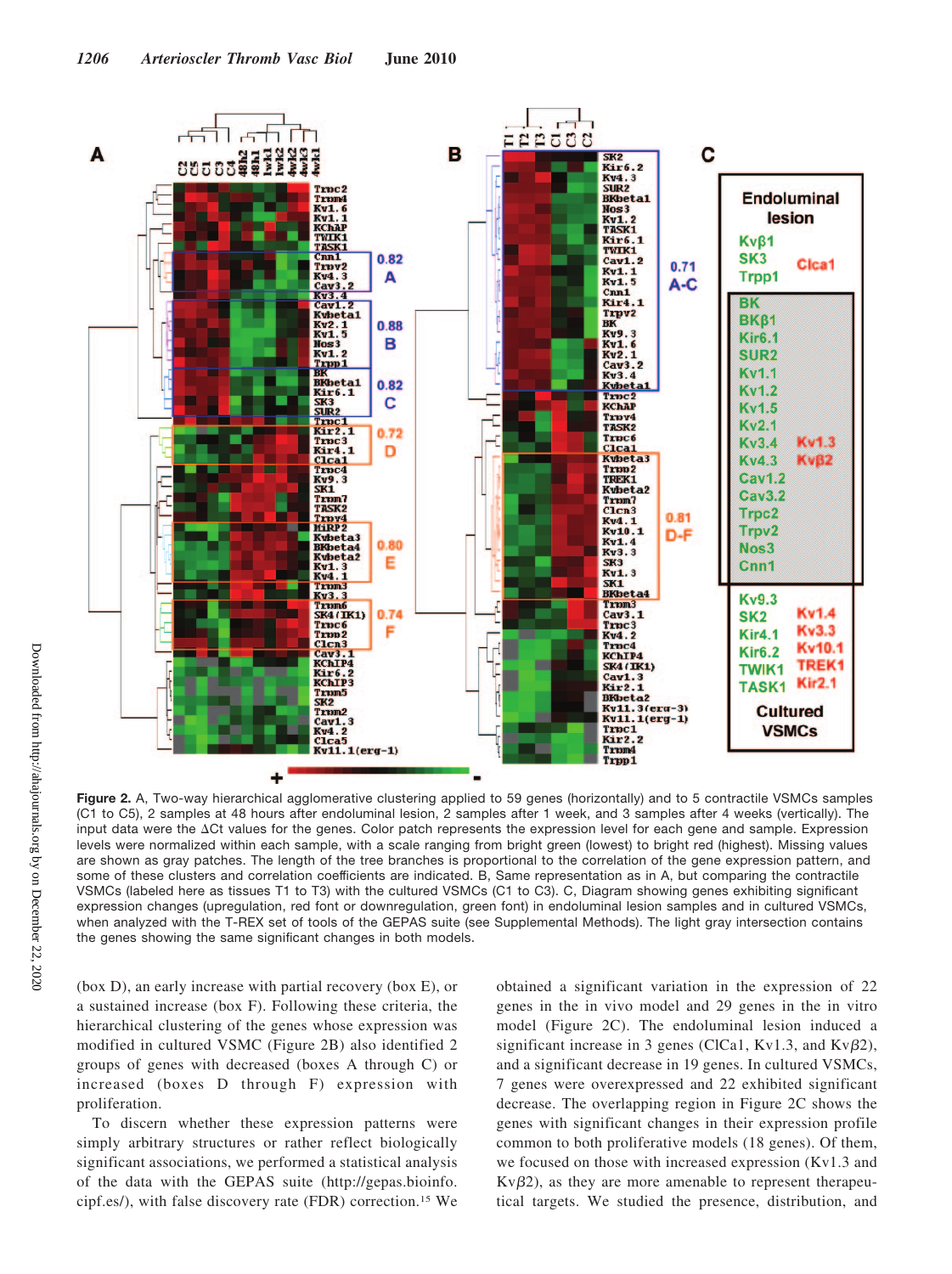**Figure 2.** A, Two-way hierarchical agglomerative clustering applied to 59 genes (horizontally) and to 5 contractile VSMCs samples (C1 to C5), 2 samples at 48 hours after endoluminal lesion, 2 samples after 1 week, and 3 samples after 4 weeks (vertically). The input data were the ΔCt values for the genes. Color patch represents the expression level for each gene and sample. Expression levels were normalized within each sample, with a scale ranging from bright green (lowest) to bright red (highest). Missing values are shown as gray patches. The length of the tree branches is proportional to the correlation of the gene expression pattern, and some of these clusters and correlation coefficients are indicated. B, Same representation as in A, but comparing the contractile VSMCs (labeled here as tissues T1 to T3) with the cultured VSMCs (C1 to C3). C, Diagram showing genes exhibiting significant expression changes (upregulation, red font or downregulation, green font) in endoluminal lesion samples and in cultured VSMCs, when analyzed with the T-REX set of tools of the GEPAS suite (see Supplemental Methods). The light gray intersection contains the genes showing the same significant changes in both models.

(box D), an early increase with partial recovery (box E), or a sustained increase (box F). Following these criteria, the hierarchical clustering of the genes whose expression was modified in cultured VSMC (Figure 2B) also identified 2 groups of genes with decreased (boxes A through C) or increased (boxes D through F) expression with proliferation.

To discern whether these expression patterns were simply arbitrary structures or rather reflect biologically significant associations, we performed a statistical analysis of the data with the GEPAS suite (http://gepas.bioinfo.cipf.es/), with false discovery rate (FDR) correction.[15] We obtained a significant variation in the expression of 22 genes in the in vivo model and 29 genes in the in vitro model (Figure 2C). The endoluminal lesion induced a significant increase in 3 genes (ClCa1, Kv1.3, and Kvβ2), and a significant decrease in 19 genes. In cultured VSMCs, 7 genes were overexpressed and 22 exhibited significant decrease. The overlapping region in Figure 2C shows the genes with significant changes in their expression profile common to both proliferative models (18 genes). Of them, we focused on those with increased expression (Kv1.3 and Kvβ2), as they are more amenable to represent therapeutical targets. We studied the presence, distribution, and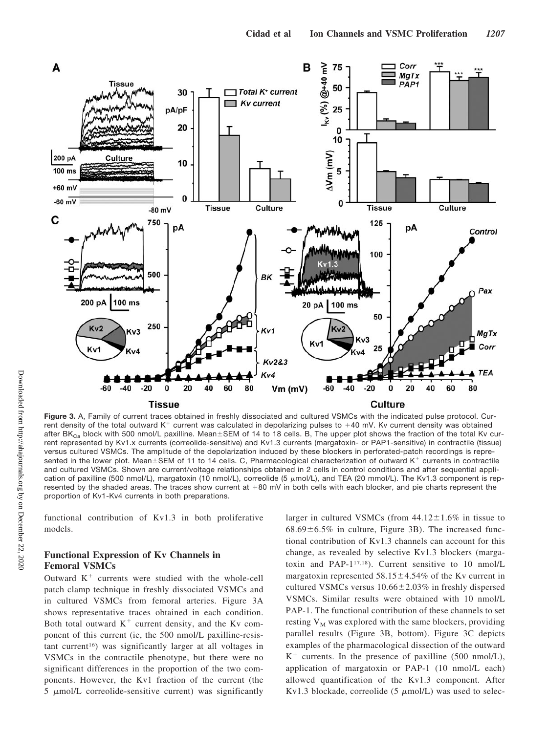**Figure 3.** A, Family of current traces obtained in freshly dissociated and cultured VSMCs with the indicated pulse protocol. Current density of the total outward $K^+$ current was calculated in depolarizing pulses to +40 mV. Kv current density was obtained after $BK_{Ca}$ block with 500 nmol/L paxilline. Mean±SEM of 14 to 18 cells. B, The upper plot shows the fraction of the total Kv current represented by Kv1.x currents (correolide-sensitive) and Kv1.3 currents (margatoxin- or PAP1-sensitive) in contractile (tissue) versus cultured VSMCs. The amplitude of the depolarization induced by these blockers in perforated-patch recordings is represented in the lower plot. Mean±SEM of 11 to 14 cells. C, Pharmacological characterization of outward $K^+$ currents in contractile and cultured VSMCs. Shown are current/voltage relationships obtained in 2 cells in control conditions and after sequential application of paxilline (500 nmol/L), margatoxin (10 nmol/L), correolide (5 μmol/L), and TEA (20 mmol/L). The Kv1.3 component is represented by the shaded areas. The traces show current at +80 mV in both cells with each blocker, and pie charts represent the proportion of Kv1-Kv4 currents in both preparations.

functional contribution of Kv1.3 in both proliferative models.

## Functional Expression of Kv Channels in Femoral VSMCs

Outward $K^+$ currents were studied with the whole-cell patch clamp technique in freshly dissociated VSMCs and in cultured VSMCs from femoral arteries. Figure 3A shows representative traces obtained in each condition. Both total outward $K^+$ current density, and the Kv component of this current (ie, the 500 nmol/L paxilline-resistant current[16]) was significantly larger at all voltages in VSMCs in the contractile phenotype, but there were no significant differences in the proportion of the two components. However, the Kv1 fraction of the current (the 5 μmol/L correolide-sensitive current) was significantly larger in cultured VSMCs (from 44.12±1.6% in tissue to 68.69±6.5% in culture, Figure 3B). The increased functional contribution of Kv1.3 channels can account for this change, as revealed by selective Kv1.3 blockers (margatoxin and PAP-1[17,18]). Current sensitive to 10 nmol/L margatoxin represented 58.15±4.54% of the Kv current in cultured VSMCs versus 10.66±2.03% in freshly dispersed VSMCs. Similar results were obtained with 10 nmol/L PAP-1. The functional contribution of these channels to set resting $V_M$ was explored with the same blockers, providing parallel results (Figure 3B, bottom). Figure 3C depicts examples of the pharmacological dissection of the outward $K^+$ currents. In the presence of paxilline (500 nmol/L), application of margatoxin or PAP-1 (10 nmol/L each) allowed quantification of the Kv1.3 component. After Kv1.3 blockade, correolide (5 μmol/L) was used to selec-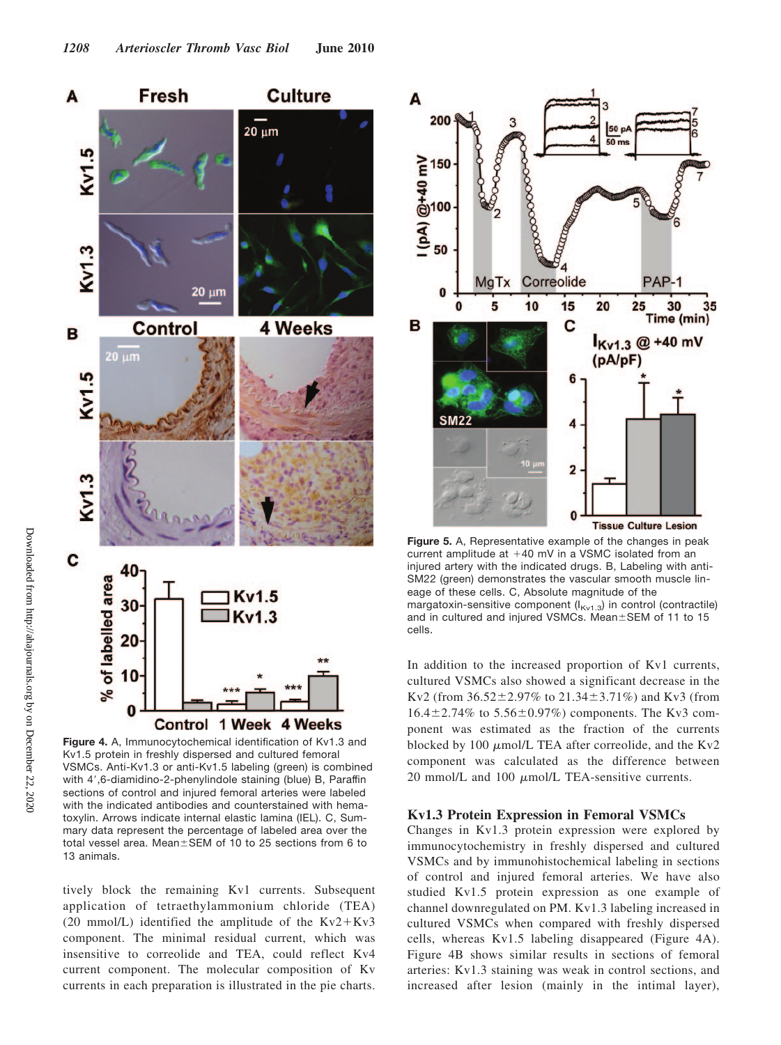**Figure 4.** A, Immunocytochemical identification of Kv1.3 and Kv1.5 protein in freshly dispersed and cultured femoral VSMCs. Anti-Kv1.3 or anti-Kv1.5 labeling (green) is combined with 4′,6-diamidino-2-phenylindole staining (blue) B, Paraffin sections of control and injured femoral arteries were labeled with the indicated antibodies and counterstained with hematoxylin. Arrows indicate internal elastic lamina (IEL). C, Summary data represent the percentage of labeled area over the total vessel area. Mean±SEM of 10 to 25 sections from 6 to 13 animals.

tively block the remaining Kv1 currents. Subsequent application of tetraethylammonium chloride (TEA) (20 mmol/L) identified the amplitude of the Kv2+Kv3 component. The minimal residual current, which was insensitive to correolide and TEA, could reflect Kv4 current component. The molecular composition of Kv currents in each preparation is illustrated in the pie charts.

**Figure 5.** A, Representative example of the changes in peak current amplitude at +40 mV in a VSMC isolated from an injured artery with the indicated drugs. B, Labeling with anti-SM22 (green) demonstrates the vascular smooth muscle lineage of these cells. C, Absolute magnitude of the margatoxin-sensitive component ($I_{Kv1.3}$) in control (contractile) and in cultured and injured VSMCs. Mean±SEM of 11 to 15 cells.

In addition to the increased proportion of Kv1 currents, cultured VSMCs also showed a significant decrease in the Kv2 (from 36.52±2.97% to 21.34±3.71%) and Kv3 (from 16.4±2.74% to 5.56±0.97%) components. The Kv3 component was estimated as the fraction of the currents blocked by 100 μmol/L TEA after correolide, and the Kv2 component was calculated as the difference between 20 mmol/L and 100 μmol/L TEA-sensitive currents.

### Kv1.3 Protein Expression in Femoral VSMCs

Changes in Kv1.3 protein expression were explored by immunocytochemistry in freshly dispersed and cultured VSMCs and by immunohistochemical labeling in sections of control and injured femoral arteries. We have also studied Kv1.5 protein expression as one example of channel downregulated on PM. Kv1.3 labeling increased in cultured VSMCs when compared with freshly dispersed cells, whereas Kv1.5 labeling disappeared (Figure 4A). Figure 4B shows similar results in sections of femoral arteries: Kv1.3 staining was weak in control sections, and increased after lesion (mainly in the intimal layer),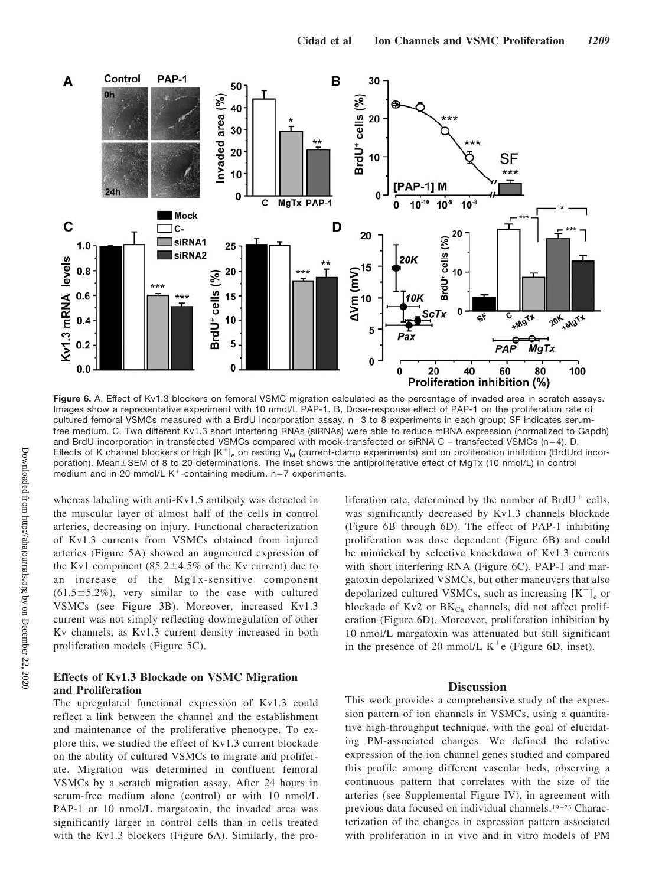**Figure 6.** A, Effect of Kv1.3 blockers on femoral VSMC migration calculated as the percentage of invaded area in scratch assays. Images show a representative experiment with 10 nmol/L PAP-1. B, Dose-response effect of PAP-1 on the proliferation rate of cultured femoral VSMCs measured with a BrdU incorporation assay. n=3 to 8 experiments in each group; SF indicates serum-free medium. C, Two different Kv1.3 short interfering RNAs (siRNAs) were able to reduce mRNA expression (normalized to Gapdh) and BrdU incorporation in transfected VSMCs compared with mock-transfected or siRNA C – transfected VSMCs (n=4). D, Effects of K channel blockers or high $[K^+]_e$ on resting $V_M$ (current-clamp experiments) and on proliferation inhibition (BrdUrd incorporation). Mean±SEM of 8 to 20 determinations. The inset shows the antiproliferative effect of MgTx (10 nmol/L) in control medium and in 20 mmol/L $K^+$-containing medium. n=7 experiments.

whereas labeling with anti-Kv1.5 antibody was detected in the muscular layer of almost half of the cells in control arteries, decreasing on injury. Functional characterization of Kv1.3 currents from VSMCs obtained from injured arteries (Figure 5A) showed an augmented expression of the Kv1 component (85.2±4.5% of the Kv current) due to an increase of the MgTx-sensitive component (61.5±5.2%), very similar to the case with cultured VSMCs (see Figure 3B). Moreover, increased Kv1.3 current was not simply reflecting downregulation of other Kv channels, as Kv1.3 current density increased in both proliferation models (Figure 5C).

### Effects of Kv1.3 Blockade on VSMC Migration and Proliferation

The upregulated functional expression of Kv1.3 could reflect a link between the channel and the establishment and maintenance of the proliferative phenotype. To explore this, we studied the effect of Kv1.3 current blockade on the ability of cultured VSMCs to migrate and proliferate. Migration was determined in confluent femoral VSMCs by a scratch migration assay. After 24 hours in serum-free medium alone (control) or with 10 nmol/L PAP-1 or 10 nmol/L margatoxin, the invaded area was significantly larger in control cells than in cells treated with the Kv1.3 blockers (Figure 6A). Similarly, the proliferation rate, determined by the number of $BrdU^+$ cells, was significantly decreased by Kv1.3 channels blockade (Figure 6B through 6D). The effect of PAP-1 inhibiting proliferation was dose dependent (Figure 6B) and could be mimicked by selective knockdown of Kv1.3 currents with short interfering RNA (Figure 6C). PAP-1 and margatoxin depolarized VSMCs, but other maneuvers that also depolarized cultured VSMCs, such as increasing $[K^+]_e$ or blockade of Kv2 or $BK_{Ca}$ channels, did not affect proliferation (Figure 6D). Moreover, proliferation inhibition by 10 nmol/L margatoxin was attenuated but still significant in the presence of 20 mmol/L $K^+$e (Figure 6D, inset).

## Discussion

This work provides a comprehensive study of the expression pattern of ion channels in VSMCs, using a quantitative high-throughput technique, with the goal of elucidating PM-associated changes. We defined the relative expression of the ion channel genes studied and compared this profile among different vascular beds, observing a continuous pattern that correlates with the size of the arteries (see Supplemental Figure IV), in agreement with previous data focused on individual channels.[19–23] Characterization of the changes in expression pattern associated with proliferation in in vivo and in vitro models of PM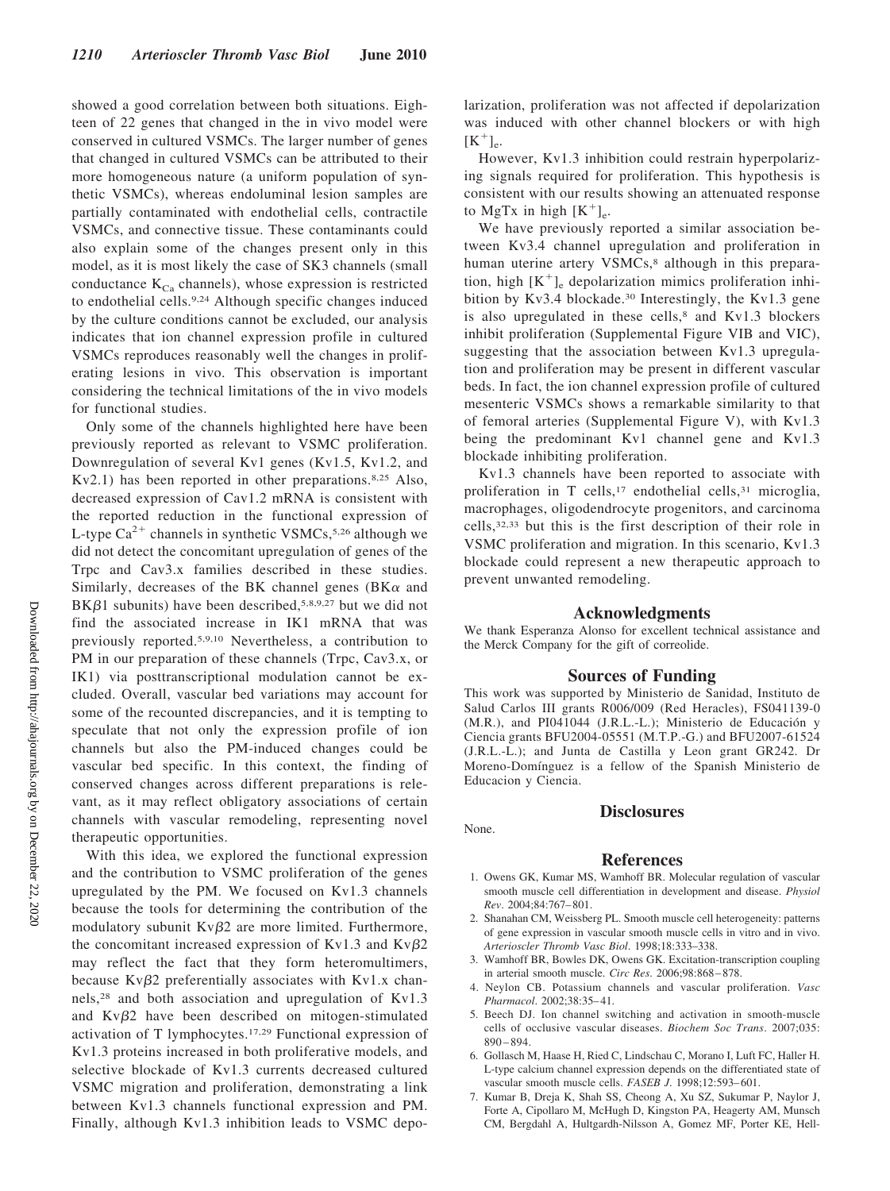showed a good correlation between both situations. Eighteen of 22 genes that changed in the in vivo model were conserved in cultured VSMCs. The larger number of genes that changed in cultured VSMCs can be attributed to their more homogeneous nature (a uniform population of synthetic VSMCs), whereas endoluminal lesion samples are partially contaminated with endothelial cells, contractile VSMCs, and connective tissue. These contaminants could also explain some of the changes present only in this model, as it is most likely the case of SK3 channels (small conductance $K_{Ca}$ channels), whose expression is restricted to endothelial cells.[9,24] Although specific changes induced by the culture conditions cannot be excluded, our analysis indicates that ion channel expression profile in cultured VSMCs reproduces reasonably well the changes in proliferating lesions in vivo. This observation is important considering the technical limitations of the in vivo models for functional studies.

Only some of the channels highlighted here have been previously reported as relevant to VSMC proliferation. Downregulation of several Kv1 genes (Kv1.5, Kv1.2, and Kv2.1) has been reported in other preparations.[8,25] Also, decreased expression of Cav1.2 mRNA is consistent with the reported reduction in the functional expression of L-type $Ca^{2+}$ channels in synthetic VSMCs,[5,26] although we did not detect the concomitant upregulation of genes of the Trpc and Cav3.x families described in these studies. Similarly, decreases of the BK channel genes (BKα and BKβ1 subunits) have been described,[5,8,9,27] but we did not find the associated increase in IK1 mRNA that was previously reported.[5,9,10] Nevertheless, a contribution to PM in our preparation of these channels (Trpc, Cav3.x, or IK1) via posttranscriptional modulation cannot be excluded. Overall, vascular bed variations may account for some of the recounted discrepancies, and it is tempting to speculate that not only the expression profile of ion channels but also the PM-induced changes could be vascular bed specific. In this context, the finding of conserved changes across different preparations is relevant, as it may reflect obligatory associations of certain channels with vascular remodeling, representing novel therapeutic opportunities.

With this idea, we explored the functional expression and the contribution to VSMC proliferation of the genes upregulated by the PM. We focused on Kv1.3 channels because the tools for determining the contribution of the modulatory subunit Kvβ2 are more limited. Furthermore, the concomitant increased expression of Kv1.3 and Kvβ2 may reflect the fact that they form heteromultimers, because Kvβ2 preferentially associates with Kv1.x channels,[28] and both association and upregulation of Kv1.3 and Kvβ2 have been described on mitogen-stimulated activation of T lymphocytes.[17,29] Functional expression of Kv1.3 proteins increased in both proliferative models, and selective blockade of Kv1.3 currents decreased cultured VSMC migration and proliferation, demonstrating a link between Kv1.3 channels functional expression and PM. Finally, although Kv1.3 inhibition leads to VSMC depolarization, proliferation was not affected if depolarization was induced with other channel blockers or with high $[K^+]_e$.

However, Kv1.3 inhibition could restrain hyperpolarizing signals required for proliferation. This hypothesis is consistent with our results showing an attenuated response to MgTx in high $[K^+]_e$.

We have previously reported a similar association between Kv3.4 channel upregulation and proliferation in human uterine artery VSMCs,[8] although in this preparation, high $[K^+]_e$ depolarization mimics proliferation inhibition by Kv3.4 blockade.[30] Interestingly, the Kv1.3 gene is also upregulated in these cells,[8] and Kv1.3 blockers inhibit proliferation (Supplemental Figure VIB and VIC), suggesting that the association between Kv1.3 upregulation and proliferation may be present in different vascular beds. In fact, the ion channel expression profile of cultured mesenteric VSMCs shows a remarkable similarity to that of femoral arteries (Supplemental Figure V), with Kv1.3 being the predominant Kv1 channel gene and Kv1.3 blockade inhibiting proliferation.

Kv1.3 channels have been reported to associate with proliferation in T cells,[17] endothelial cells,[31] microglia, macrophages, oligodendrocyte progenitors, and carcinoma cells,[32,33] but this is the first description of their role in VSMC proliferation and migration. In this scenario, Kv1.3 blockade could represent a new therapeutic approach to prevent unwanted remodeling.

## Acknowledgments

We thank Esperanza Alonso for excellent technical assistance and the Merck Company for the gift of correolide.

## Sources of Funding

This work was supported by Ministerio de Sanidad, Instituto de Salud Carlos III grants R006/009 (Red Heracles), FS041139-0 (M.R.), and PI041044 (J.R.L.-L.); Ministerio de Educación y Ciencia grants BFU2004-05551 (M.T.P.-G.) and BFU2007-61524 (J.R.L.-L.); and Junta de Castilla y Leon grant GR242. Dr Moreno-Domínguez is a fellow of the Spanish Ministerio de Educacion y Ciencia.

## Disclosures

None.

## References

1. Owens GK, Kumar MS, Wamhoff BR. Molecular regulation of vascular smooth muscle cell differentiation in development and disease. *Physiol Rev*. 2004;84:767–801.
2. Shanahan CM, Weissberg PL. Smooth muscle cell heterogeneity: patterns of gene expression in vascular smooth muscle cells in vitro and in vivo. *Arterioscler Thromb Vasc Biol*. 1998;18:333–338.
3. Wamhoff BR, Bowles DK, Owens GK. Excitation-transcription coupling in arterial smooth muscle. *Circ Res*. 2006;98:868–878.
4. Neylon CB. Potassium channels and vascular proliferation. *Vasc Pharmacol*. 2002;38:35–41.
5. Beech DJ. Ion channel switching and activation in smooth-muscle cells of occlusive vascular diseases. *Biochem Soc Trans*. 2007;035: 890–894.
6. Gollasch M, Haase H, Ried C, Lindschau C, Morano I, Luft FC, Haller H. L-type calcium channel expression depends on the differentiated state of vascular smooth muscle cells. *FASEB J*. 1998;12:593–601.
7. Kumar B, Dreja K, Shah SS, Cheong A, Xu SZ, Sukumar P, Naylor J, Forte A, Cipollaro M, McHugh D, Kingston PA, Heagerty AM, Munsch CM, Bergdahl A, Hultgardh-Nilsson A, Gomez MF, Porter KE, Hell-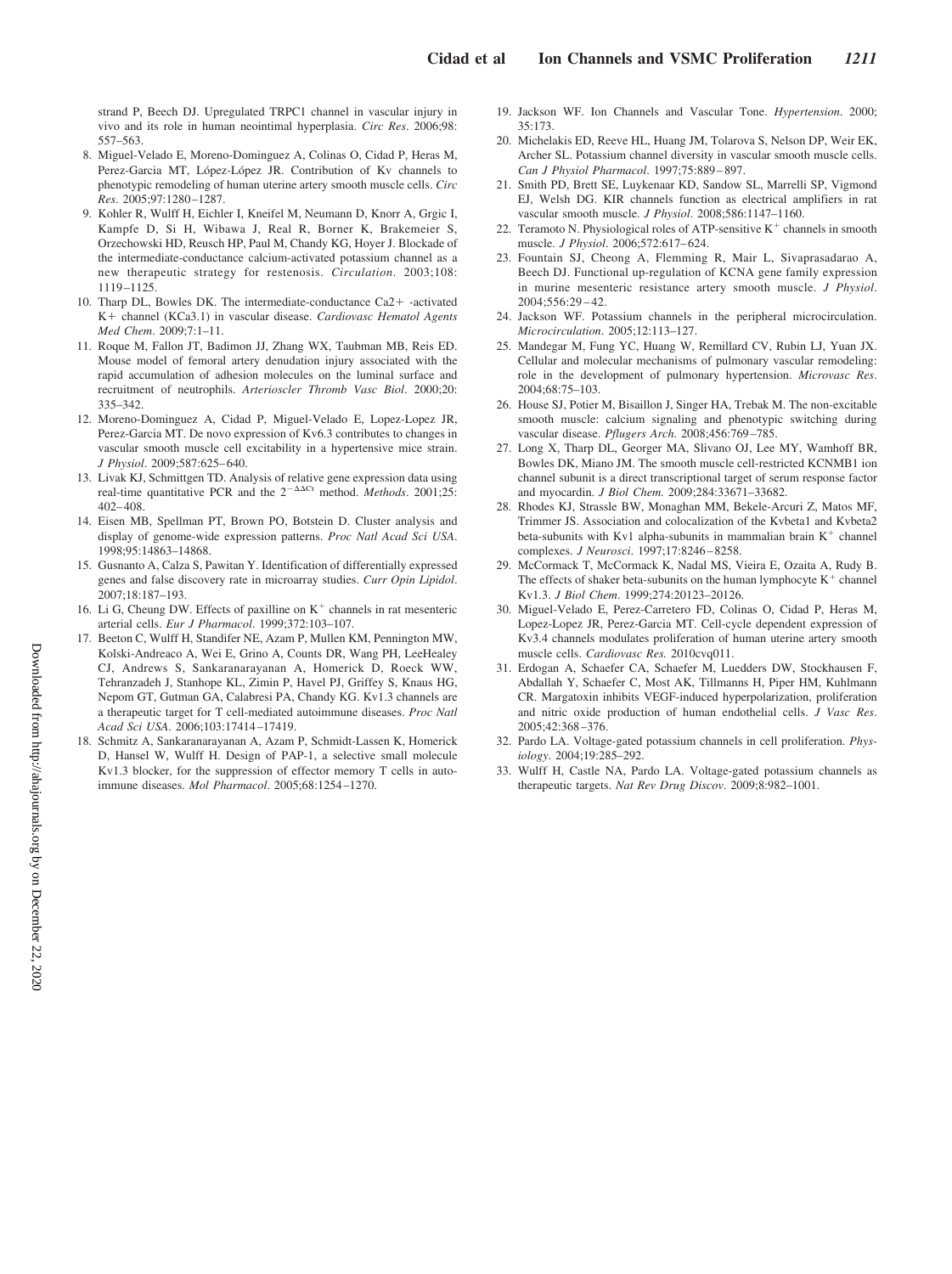strand P, Beech DJ. Upregulated TRPC1 channel in vascular injury in vivo and its role in human neointimal hyperplasia. *Circ Res*. 2006;98: 557–563.

8. Miguel-Velado E, Moreno-Dominguez A, Colinas O, Cidad P, Heras M, Perez-Garcia MT, López-López JR. Contribution of Kv channels to phenotypic remodeling of human uterine artery smooth muscle cells. *Circ Res*. 2005;97:1280–1287.
9. Kohler R, Wulff H, Eichler I, Kneifel M, Neumann D, Knorr A, Grgic I, Kampfe D, Si H, Wibawa J, Real R, Borner K, Brakemeier S, Orzechowski HD, Reusch HP, Paul M, Chandy KG, Hoyer J. Blockade of the intermediate-conductance calcium-activated potassium channel as a new therapeutic strategy for restenosis. *Circulation*. 2003;108: 1119–1125.
10. Tharp DL, Bowles DK. The intermediate-conductance Ca2+ -activated K+ channel (KCa3.1) in vascular disease. *Cardiovasc Hematol Agents Med Chem*. 2009;7:1–11.
11. Roque M, Fallon JT, Badimon JJ, Zhang WX, Taubman MB, Reis ED. Mouse model of femoral artery denudation injury associated with the rapid accumulation of adhesion molecules on the luminal surface and recruitment of neutrophils. *Arterioscler Thromb Vasc Biol*. 2000;20: 335–342.
12. Moreno-Dominguez A, Cidad P, Miguel-Velado E, Lopez-Lopez JR, Perez-Garcia MT. De novo expression of Kv6.3 contributes to changes in vascular smooth muscle cell excitability in a hypertensive mice strain. *J Physiol*. 2009;587:625–640.
13. Livak KJ, Schmittgen TD. Analysis of relative gene expression data using real-time quantitative PCR and the $2^{-\Delta\Delta Ct}$ method. *Methods*. 2001;25: 402–408.
14. Eisen MB, Spellman PT, Brown PO, Botstein D. Cluster analysis and display of genome-wide expression patterns. *Proc Natl Acad Sci USA*. 1998;95:14863–14868.
15. Gusnanto A, Calza S, Pawitan Y. Identification of differentially expressed genes and false discovery rate in microarray studies. *Curr Opin Lipidol*. 2007;18:187–193.
16. Li G, Cheung DW. Effects of paxilline on $K^+$ channels in rat mesenteric arterial cells. *Eur J Pharmacol*. 1999;372:103–107.
17. Beeton C, Wulff H, Standifer NE, Azam P, Mullen KM, Pennington MW, Kolski-Andreaco A, Wei E, Grino A, Counts DR, Wang PH, LeeHealey CJ, Andrews S, Sankaranarayanan A, Homerick D, Roeck WW, Tehranzadeh J, Stanhope KL, Zimin P, Havel PJ, Griffey S, Knaus HG, Nepom GT, Gutman GA, Calabresi PA, Chandy KG. Kv1.3 channels are a therapeutic target for T cell-mediated autoimmune diseases. *Proc Natl Acad Sci USA*. 2006;103:17414–17419.
18. Schmitz A, Sankaranarayanan A, Azam P, Schmidt-Lassen K, Homerick D, Hansel W, Wulff H. Design of PAP-1, a selective small molecule Kv1.3 blocker, for the suppression of effector memory T cells in autoimmune diseases. *Mol Pharmacol*. 2005;68:1254–1270.
19. Jackson WF. Ion Channels and Vascular Tone. *Hypertension*. 2000; 35:173.
20. Michelakis ED, Reeve HL, Huang JM, Tolarova S, Nelson DP, Weir EK, Archer SL. Potassium channel diversity in vascular smooth muscle cells. *Can J Physiol Pharmacol*. 1997;75:889–897.
21. Smith PD, Brett SE, Luykenaar KD, Sandow SL, Marrelli SP, Vigmond EJ, Welsh DG. KIR channels function as electrical amplifiers in rat vascular smooth muscle. *J Physiol*. 2008;586:1147–1160.
22. Teramoto N. Physiological roles of ATP-sensitive $K^+$ channels in smooth muscle. *J Physiol*. 2006;572:617–624.
23. Fountain SJ, Cheong A, Flemming R, Mair L, Sivaprasadarao A, Beech DJ. Functional up-regulation of KCNA gene family expression in murine mesenteric resistance artery smooth muscle. *J Physiol*. 2004;556:29–42.
24. Jackson WF. Potassium channels in the peripheral microcirculation. *Microcirculation*. 2005;12:113–127.
25. Mandegar M, Fung YC, Huang W, Remillard CV, Rubin LJ, Yuan JX. Cellular and molecular mechanisms of pulmonary vascular remodeling: role in the development of pulmonary hypertension. *Microvasc Res*. 2004;68:75–103.
26. House SJ, Potier M, Bisaillon J, Singer HA, Trebak M. The non-excitable smooth muscle: calcium signaling and phenotypic switching during vascular disease. *Pflugers Arch*. 2008;456:769–785.
27. Long X, Tharp DL, Georger MA, Slivano OJ, Lee MY, Wamhoff BR, Bowles DK, Miano JM. The smooth muscle cell-restricted KCNMB1 ion channel subunit is a direct transcriptional target of serum response factor and myocardin. *J Biol Chem*. 2009;284:33671–33682.
28. Rhodes KJ, Strassle BW, Monaghan MM, Bekele-Arcuri Z, Matos MF, Trimmer JS. Association and colocalization of the Kvbeta1 and Kvbeta2 beta-subunits with Kv1 alpha-subunits in mammalian brain $K^+$ channel complexes. *J Neurosci*. 1997;17:8246–8258.
29. McCormack T, McCormack K, Nadal MS, Vieira E, Ozaita A, Rudy B. The effects of shaker beta-subunits on the human lymphocyte $K^+$ channel Kv1.3. *J Biol Chem*. 1999;274:20123–20126.
30. Miguel-Velado E, Perez-Carretero FD, Colinas O, Cidad P, Heras M, Lopez-Lopez JR, Perez-Garcia MT. Cell-cycle dependent expression of Kv3.4 channels modulates proliferation of human uterine artery smooth muscle cells. *Cardiovasc Res*. 2010cvq011.
31. Erdogan A, Schaefer CA, Schaefer M, Luedders DW, Stockhausen F, Abdallah Y, Schaefer C, Most AK, Tillmanns H, Piper HM, Kuhlmann CR. Margatoxin inhibits VEGF-induced hyperpolarization, proliferation and nitric oxide production of human endothelial cells. *J Vasc Res*. 2005;42:368–376.
32. Pardo LA. Voltage-gated potassium channels in cell proliferation. *Physiology*. 2004;19:285–292.
33. Wulff H, Castle NA, Pardo LA. Voltage-gated potassium channels as therapeutic targets. *Nat Rev Drug Discov*. 2009;8:982–1001.